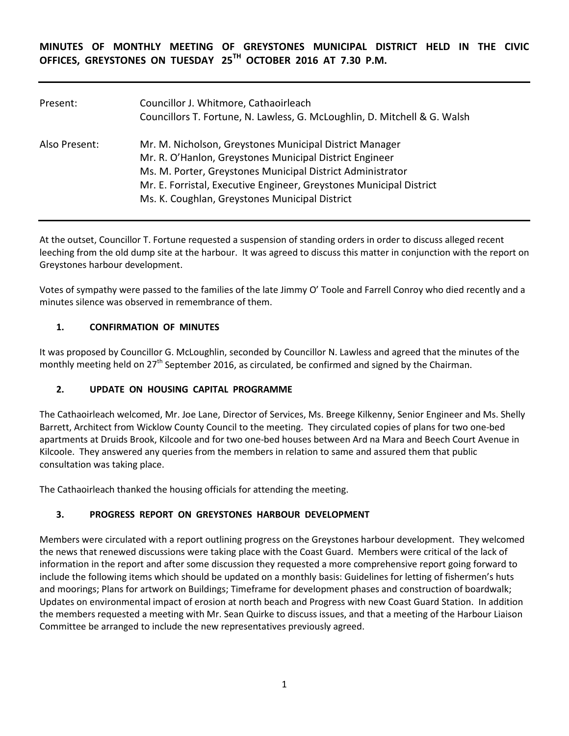**MINUTES OF MONTHLY MEETING OF GREYSTONES MUNICIPAL DISTRICT HELD IN THE CIVIC OFFICES, GREYSTONES ON TUESDAY 25TH OCTOBER 2016 AT 7.30 P.M.**

| | |
|---|---|
| Present: | Councillor J. Whitmore, Cathaoirleach<br>Councillors T. Fortune, N. Lawless, G. McLoughlin, D. Mitchell & G. Walsh |
| Also Present: | Mr. M. Nicholson, Greystones Municipal District Manager<br>Mr. R. O'Hanlon, Greystones Municipal District Engineer<br>Ms. M. Porter, Greystones Municipal District Administrator<br>Mr. E. Forristal, Executive Engineer, Greystones Municipal District<br>Ms. K. Coughlan, Greystones Municipal District |

At the outset, Councillor T. Fortune requested a suspension of standing orders in order to discuss alleged recent leeching from the old dump site at the harbour. It was agreed to discuss this matter in conjunction with the report on Greystones harbour development.

Votes of sympathy were passed to the families of the late Jimmy O' Toole and Farrell Conroy who died recently and a minutes silence was observed in remembrance of them.

## 1. CONFIRMATION OF MINUTES

It was proposed by Councillor G. McLoughlin, seconded by Councillor N. Lawless and agreed that the minutes of the monthly meeting held on 27th September 2016, as circulated, be confirmed and signed by the Chairman.

## 2. UPDATE ON HOUSING CAPITAL PROGRAMME

The Cathaoirleach welcomed, Mr. Joe Lane, Director of Services, Ms. Breege Kilkenny, Senior Engineer and Ms. Shelly Barrett, Architect from Wicklow County Council to the meeting. They circulated copies of plans for two one-bed apartments at Druids Brook, Kilcoole and for two one-bed houses between Ard na Mara and Beech Court Avenue in Kilcoole. They answered any queries from the members in relation to same and assured them that public consultation was taking place.

The Cathaoirleach thanked the housing officials for attending the meeting.

## 3. PROGRESS REPORT ON GREYSTONES HARBOUR DEVELOPMENT

Members were circulated with a report outlining progress on the Greystones harbour development. They welcomed the news that renewed discussions were taking place with the Coast Guard. Members were critical of the lack of information in the report and after some discussion they requested a more comprehensive report going forward to include the following items which should be updated on a monthly basis: Guidelines for letting of fishermen's huts and moorings; Plans for artwork on Buildings; Timeframe for development phases and construction of boardwalk; Updates on environmental impact of erosion at north beach and Progress with new Coast Guard Station. In addition the members requested a meeting with Mr. Sean Quirke to discuss issues, and that a meeting of the Harbour Liaison Committee be arranged to include the new representatives previously agreed.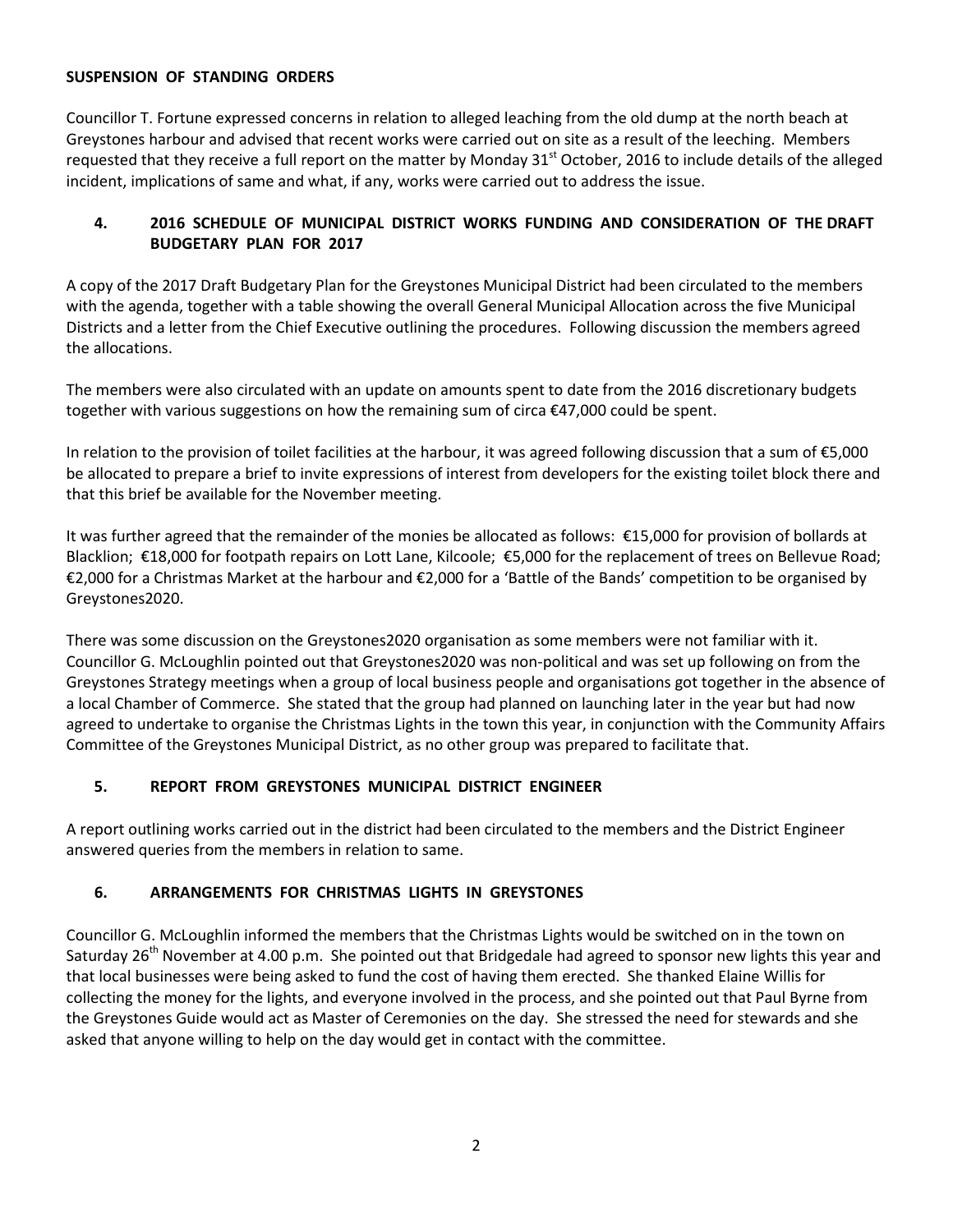## SUSPENSION OF STANDING ORDERS

Councillor T. Fortune expressed concerns in relation to alleged leaching from the old dump at the north beach at Greystones harbour and advised that recent works were carried out on site as a result of the leeching. Members requested that they receive a full report on the matter by Monday 31st October, 2016 to include details of the alleged incident, implications of same and what, if any, works were carried out to address the issue.

## 4. 2016 SCHEDULE OF MUNICIPAL DISTRICT WORKS FUNDING AND CONSIDERATION OF THE DRAFT BUDGETARY PLAN FOR 2017

A copy of the 2017 Draft Budgetary Plan for the Greystones Municipal District had been circulated to the members with the agenda, together with a table showing the overall General Municipal Allocation across the five Municipal Districts and a letter from the Chief Executive outlining the procedures. Following discussion the members agreed the allocations.

The members were also circulated with an update on amounts spent to date from the 2016 discretionary budgets together with various suggestions on how the remaining sum of circa €47,000 could be spent.

In relation to the provision of toilet facilities at the harbour, it was agreed following discussion that a sum of €5,000 be allocated to prepare a brief to invite expressions of interest from developers for the existing toilet block there and that this brief be available for the November meeting.

It was further agreed that the remainder of the monies be allocated as follows: €15,000 for provision of bollards at Blacklion; €18,000 for footpath repairs on Lott Lane, Kilcoole; €5,000 for the replacement of trees on Bellevue Road; €2,000 for a Christmas Market at the harbour and €2,000 for a 'Battle of the Bands' competition to be organised by Greystones2020.

There was some discussion on the Greystones2020 organisation as some members were not familiar with it. Councillor G. McLoughlin pointed out that Greystones2020 was non-political and was set up following on from the Greystones Strategy meetings when a group of local business people and organisations got together in the absence of a local Chamber of Commerce. She stated that the group had planned on launching later in the year but had now agreed to undertake to organise the Christmas Lights in the town this year, in conjunction with the Community Affairs Committee of the Greystones Municipal District, as no other group was prepared to facilitate that.

## 5. REPORT FROM GREYSTONES MUNICIPAL DISTRICT ENGINEER

A report outlining works carried out in the district had been circulated to the members and the District Engineer answered queries from the members in relation to same.

## 6. ARRANGEMENTS FOR CHRISTMAS LIGHTS IN GREYSTONES

Councillor G. McLoughlin informed the members that the Christmas Lights would be switched on in the town on Saturday 26th November at 4.00 p.m. She pointed out that Bridgedale had agreed to sponsor new lights this year and that local businesses were being asked to fund the cost of having them erected. She thanked Elaine Willis for collecting the money for the lights, and everyone involved in the process, and she pointed out that Paul Byrne from the Greystones Guide would act as Master of Ceremonies on the day. She stressed the need for stewards and she asked that anyone willing to help on the day would get in contact with the committee.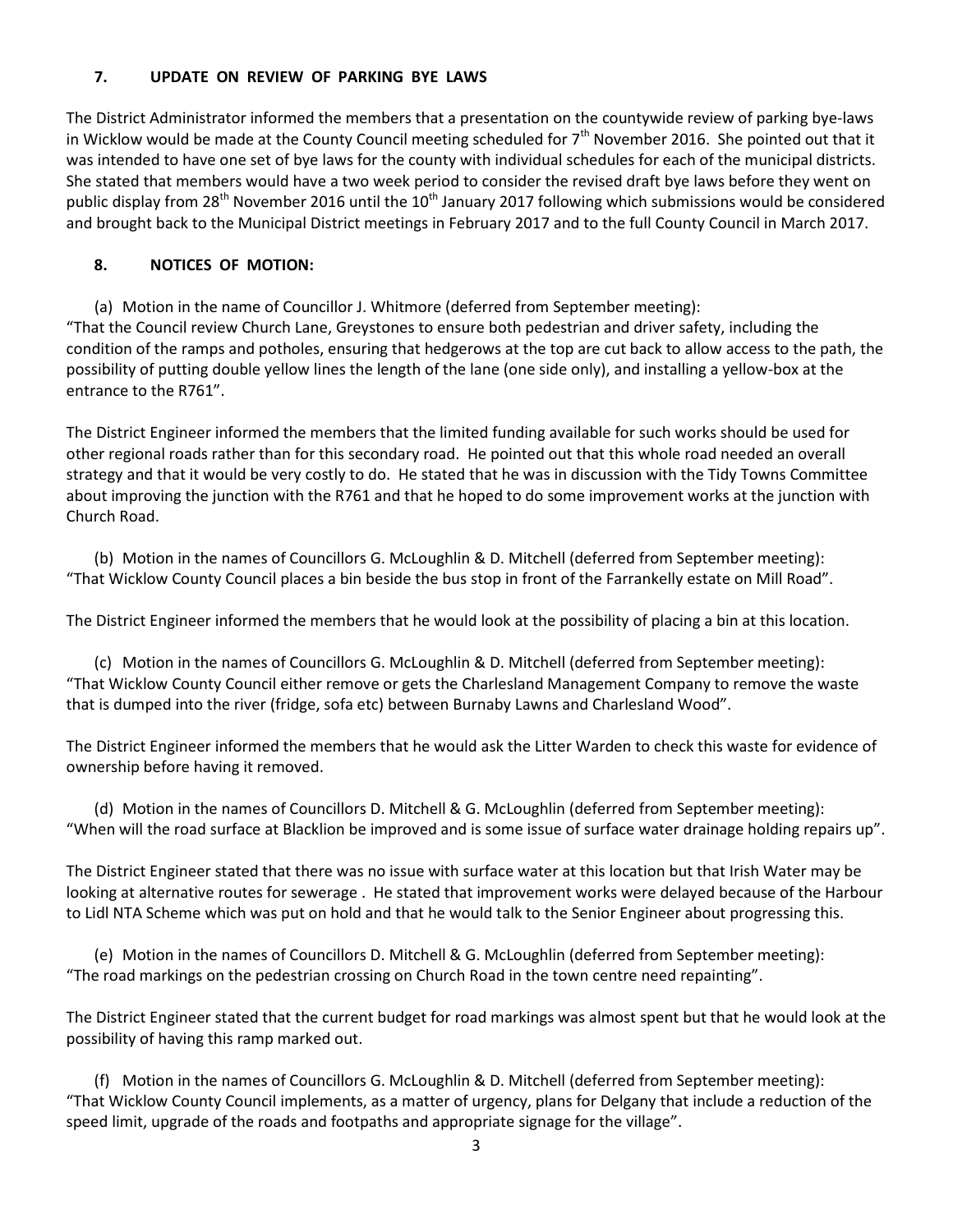### 7. UPDATE ON REVIEW OF PARKING BYE LAWS

The District Administrator informed the members that a presentation on the countywide review of parking bye-laws in Wicklow would be made at the County Council meeting scheduled for 7th November 2016. She pointed out that it was intended to have one set of bye laws for the county with individual schedules for each of the municipal districts. She stated that members would have a two week period to consider the revised draft bye laws before they went on public display from 28th November 2016 until the 10th January 2017 following which submissions would be considered and brought back to the Municipal District meetings in February 2017 and to the full County Council in March 2017.

### 8. NOTICES OF MOTION:

(a) Motion in the name of Councillor J. Whitmore (deferred from September meeting):
"That the Council review Church Lane, Greystones to ensure both pedestrian and driver safety, including the condition of the ramps and potholes, ensuring that hedgerows at the top are cut back to allow access to the path, the possibility of putting double yellow lines the length of the lane (one side only), and installing a yellow-box at the entrance to the R761".

The District Engineer informed the members that the limited funding available for such works should be used for other regional roads rather than for this secondary road. He pointed out that this whole road needed an overall strategy and that it would be very costly to do. He stated that he was in discussion with the Tidy Towns Committee about improving the junction with the R761 and that he hoped to do some improvement works at the junction with Church Road.

(b) Motion in the names of Councillors G. McLoughlin & D. Mitchell (deferred from September meeting):
"That Wicklow County Council places a bin beside the bus stop in front of the Farrankelly estate on Mill Road".

The District Engineer informed the members that he would look at the possibility of placing a bin at this location.

(c) Motion in the names of Councillors G. McLoughlin & D. Mitchell (deferred from September meeting):
"That Wicklow County Council either remove or gets the Charlesland Management Company to remove the waste that is dumped into the river (fridge, sofa etc) between Burnaby Lawns and Charlesland Wood".

The District Engineer informed the members that he would ask the Litter Warden to check this waste for evidence of ownership before having it removed.

(d) Motion in the names of Councillors D. Mitchell & G. McLoughlin (deferred from September meeting):
"When will the road surface at Blacklion be improved and is some issue of surface water drainage holding repairs up".

The District Engineer stated that there was no issue with surface water at this location but that Irish Water may be looking at alternative routes for sewerage . He stated that improvement works were delayed because of the Harbour to Lidl NTA Scheme which was put on hold and that he would talk to the Senior Engineer about progressing this.

(e) Motion in the names of Councillors D. Mitchell & G. McLoughlin (deferred from September meeting):
"The road markings on the pedestrian crossing on Church Road in the town centre need repainting".

The District Engineer stated that the current budget for road markings was almost spent but that he would look at the possibility of having this ramp marked out.

(f) Motion in the names of Councillors G. McLoughlin & D. Mitchell (deferred from September meeting):
"That Wicklow County Council implements, as a matter of urgency, plans for Delgany that include a reduction of the speed limit, upgrade of the roads and footpaths and appropriate signage for the village".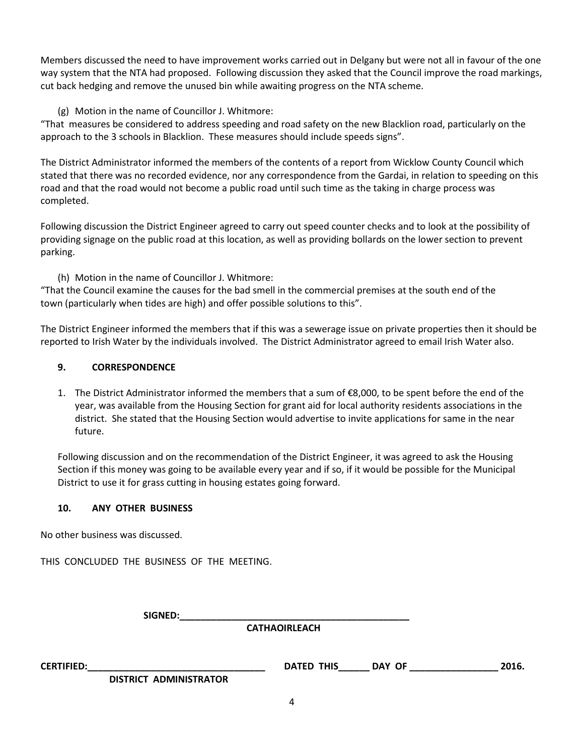Members discussed the need to have improvement works carried out in Delgany but were not all in favour of the one way system that the NTA had proposed. Following discussion they asked that the Council improve the road markings, cut back hedging and remove the unused bin while awaiting progress on the NTA scheme.

(g) Motion in the name of Councillor J. Whitmore:

"That measures be considered to address speeding and road safety on the new Blacklion road, particularly on the approach to the 3 schools in Blacklion. These measures should include speeds signs".

The District Administrator informed the members of the contents of a report from Wicklow County Council which stated that there was no recorded evidence, nor any correspondence from the Gardai, in relation to speeding on this road and that the road would not become a public road until such time as the taking in charge process was completed.

Following discussion the District Engineer agreed to carry out speed counter checks and to look at the possibility of providing signage on the public road at this location, as well as providing bollards on the lower section to prevent parking.

(h) Motion in the name of Councillor J. Whitmore:

"That the Council examine the causes for the bad smell in the commercial premises at the south end of the town (particularly when tides are high) and offer possible solutions to this".

The District Engineer informed the members that if this was a sewerage issue on private properties then it should be reported to Irish Water by the individuals involved. The District Administrator agreed to email Irish Water also.

## 9. CORRESPONDENCE

1. The District Administrator informed the members that a sum of €8,000, to be spent before the end of the year, was available from the Housing Section for grant aid for local authority residents associations in the district. She stated that the Housing Section would advertise to invite applications for same in the near future.

Following discussion and on the recommendation of the District Engineer, it was agreed to ask the Housing Section if this money was going to be available every year and if so, if it would be possible for the Municipal District to use it for grass cutting in housing estates going forward.

## 10. ANY OTHER BUSINESS

No other business was discussed.

THIS CONCLUDED THE BUSINESS OF THE MEETING.

**SIGNED:**_____________________________________________
**CATHAOIRLEACH**

**CERTIFIED:**___________________________________ **DATED THIS**______ **DAY OF** _________________ **2016.**
**DISTRICT ADMINISTRATOR**